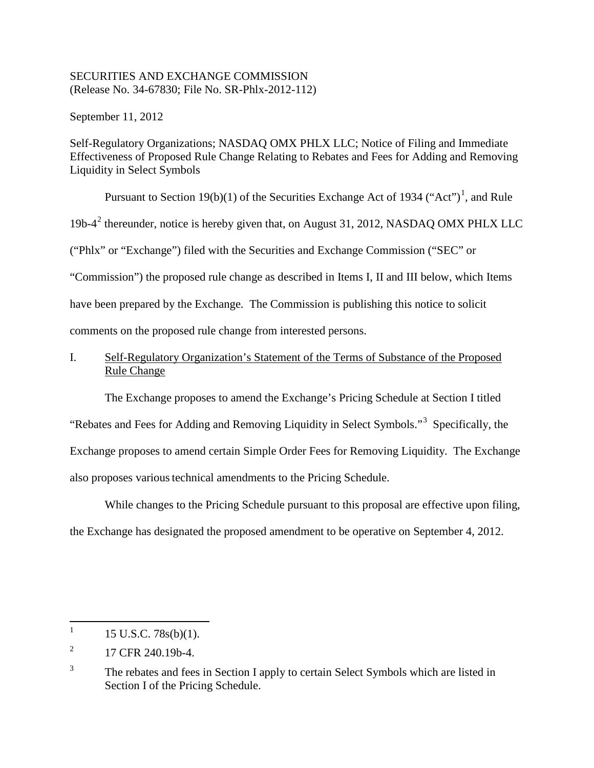SECURITIES AND EXCHANGE COMMISSION
(Release No. 34-67830; File No. SR-Phlx-2012-112)

September 11, 2012

Self-Regulatory Organizations; NASDAQ OMX PHLX LLC; Notice of Filing and Immediate Effectiveness of Proposed Rule Change Relating to Rebates and Fees for Adding and Removing Liquidity in Select Symbols

Pursuant to Section 19(b)(1) of the Securities Exchange Act of 1934 ("Act")[1], and Rule 19b-4[2] thereunder, notice is hereby given that, on August 31, 2012, NASDAQ OMX PHLX LLC ("Phlx" or "Exchange") filed with the Securities and Exchange Commission ("SEC" or "Commission") the proposed rule change as described in Items I, II and III below, which Items have been prepared by the Exchange. The Commission is publishing this notice to solicit comments on the proposed rule change from interested persons.

## I. Self-Regulatory Organization's Statement of the Terms of Substance of the Proposed Rule Change

The Exchange proposes to amend the Exchange's Pricing Schedule at Section I titled "Rebates and Fees for Adding and Removing Liquidity in Select Symbols."[3] Specifically, the Exchange proposes to amend certain Simple Order Fees for Removing Liquidity. The Exchange also proposes various technical amendments to the Pricing Schedule.

While changes to the Pricing Schedule pursuant to this proposal are effective upon filing, the Exchange has designated the proposed amendment to be operative on September 4, 2012.

---

[1] 15 U.S.C. 78s(b)(1).

[2] 17 CFR 240.19b-4.

[3] The rebates and fees in Section I apply to certain Select Symbols which are listed in Section I of the Pricing Schedule.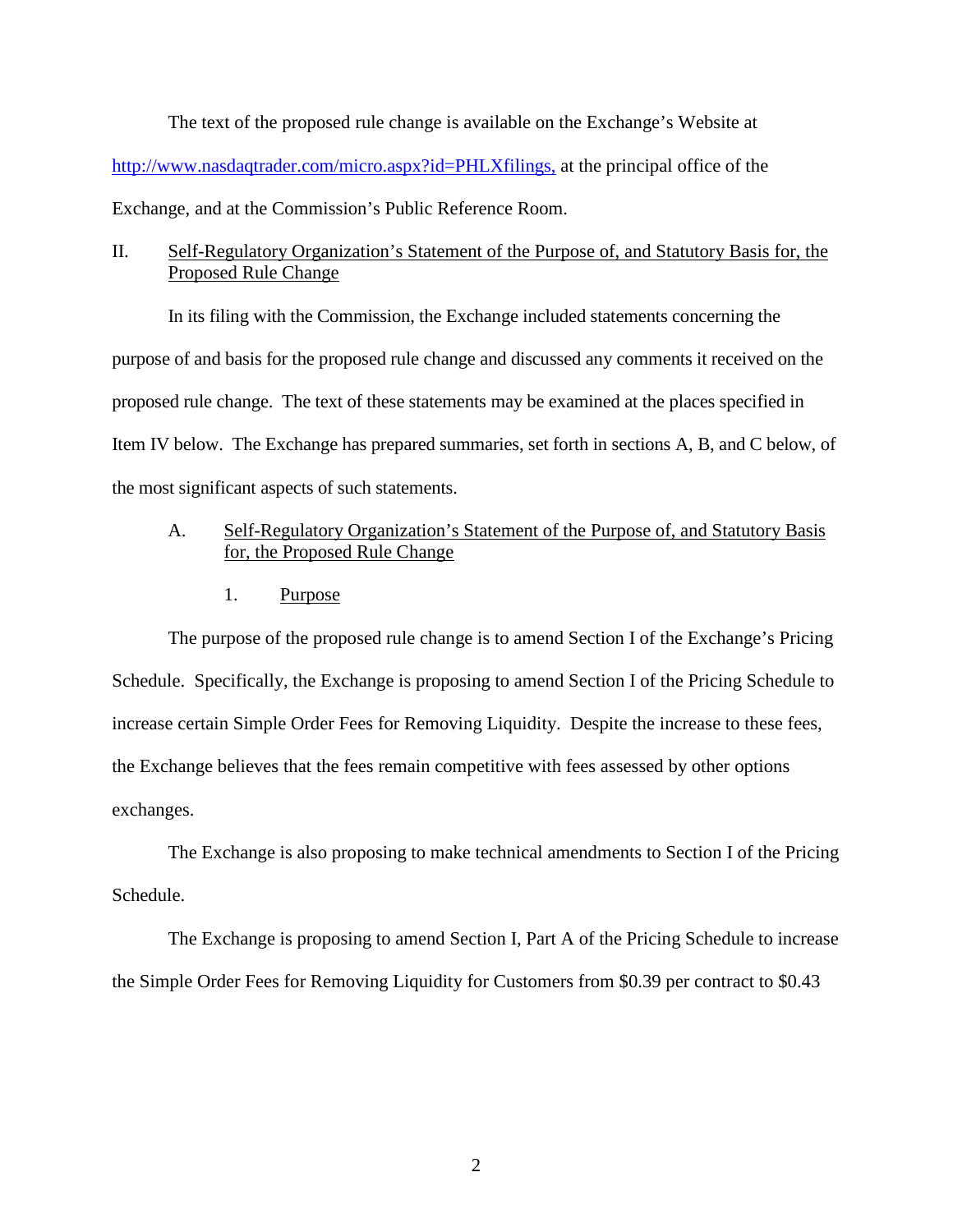The text of the proposed rule change is available on the Exchange's Website at http://www.nasdaqtrader.com/micro.aspx?id=PHLXfilings, at the principal office of the Exchange, and at the Commission's Public Reference Room.

## II. Self-Regulatory Organization's Statement of the Purpose of, and Statutory Basis for, the Proposed Rule Change

In its filing with the Commission, the Exchange included statements concerning the purpose of and basis for the proposed rule change and discussed any comments it received on the proposed rule change. The text of these statements may be examined at the places specified in Item IV below. The Exchange has prepared summaries, set forth in sections A, B, and C below, of the most significant aspects of such statements.

### A. Self-Regulatory Organization's Statement of the Purpose of, and Statutory Basis for, the Proposed Rule Change

#### 1. Purpose

The purpose of the proposed rule change is to amend Section I of the Exchange's Pricing Schedule. Specifically, the Exchange is proposing to amend Section I of the Pricing Schedule to increase certain Simple Order Fees for Removing Liquidity. Despite the increase to these fees, the Exchange believes that the fees remain competitive with fees assessed by other options exchanges.

The Exchange is also proposing to make technical amendments to Section I of the Pricing Schedule.

The Exchange is proposing to amend Section I, Part A of the Pricing Schedule to increase the Simple Order Fees for Removing Liquidity for Customers from $0.39 per contract to $0.43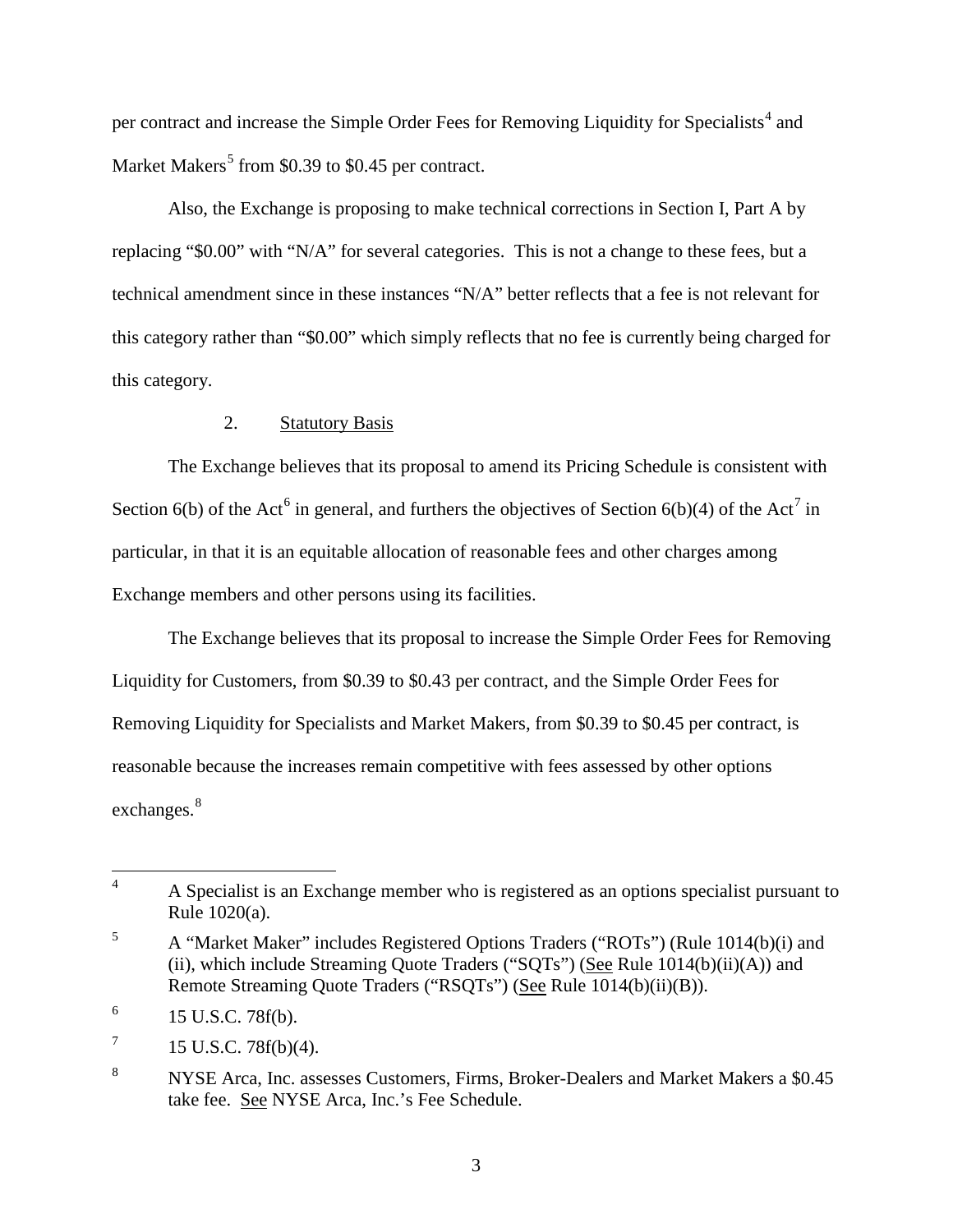per contract and increase the Simple Order Fees for Removing Liquidity for Specialists[4] and Market Makers[5] from $0.39 to $0.45 per contract.

Also, the Exchange is proposing to make technical corrections in Section I, Part A by replacing "$0.00" with "N/A" for several categories. This is not a change to these fees, but a technical amendment since in these instances "N/A" better reflects that a fee is not relevant for this category rather than "$0.00" which simply reflects that no fee is currently being charged for this category.

2. Statutory Basis

The Exchange believes that its proposal to amend its Pricing Schedule is consistent with Section 6(b) of the Act[6] in general, and furthers the objectives of Section 6(b)(4) of the Act[7] in particular, in that it is an equitable allocation of reasonable fees and other charges among Exchange members and other persons using its facilities.

The Exchange believes that its proposal to increase the Simple Order Fees for Removing Liquidity for Customers, from $0.39 to $0.43 per contract, and the Simple Order Fees for Removing Liquidity for Specialists and Market Makers, from $0.39 to $0.45 per contract, is reasonable because the increases remain competitive with fees assessed by other options exchanges.[8]

---

[4] A Specialist is an Exchange member who is registered as an options specialist pursuant to Rule 1020(a).

[5] A "Market Maker" includes Registered Options Traders ("ROTs") (Rule 1014(b)(i) and (ii), which include Streaming Quote Traders ("SQTs") (See Rule 1014(b)(ii)(A)) and Remote Streaming Quote Traders ("RSQTs") (See Rule 1014(b)(ii)(B)).

[6] 15 U.S.C. 78f(b).

[7] 15 U.S.C. 78f(b)(4).

[8] NYSE Arca, Inc. assesses Customers, Firms, Broker-Dealers and Market Makers a $0.45 take fee. See NYSE Arca, Inc.'s Fee Schedule.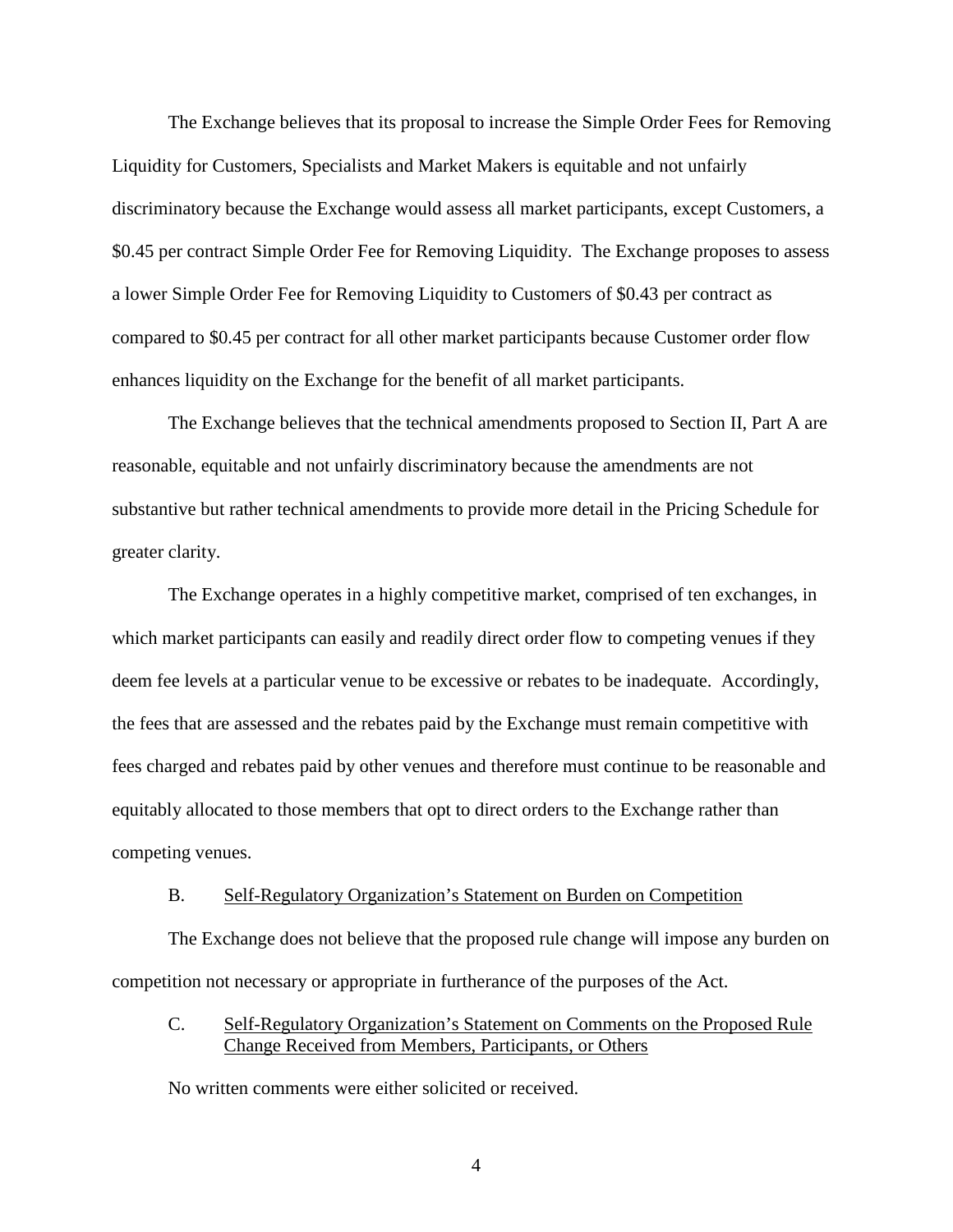The Exchange believes that its proposal to increase the Simple Order Fees for Removing Liquidity for Customers, Specialists and Market Makers is equitable and not unfairly discriminatory because the Exchange would assess all market participants, except Customers, a $0.45 per contract Simple Order Fee for Removing Liquidity. The Exchange proposes to assess a lower Simple Order Fee for Removing Liquidity to Customers of $0.43 per contract as compared to $0.45 per contract for all other market participants because Customer order flow enhances liquidity on the Exchange for the benefit of all market participants.

The Exchange believes that the technical amendments proposed to Section II, Part A are reasonable, equitable and not unfairly discriminatory because the amendments are not substantive but rather technical amendments to provide more detail in the Pricing Schedule for greater clarity.

The Exchange operates in a highly competitive market, comprised of ten exchanges, in which market participants can easily and readily direct order flow to competing venues if they deem fee levels at a particular venue to be excessive or rebates to be inadequate. Accordingly, the fees that are assessed and the rebates paid by the Exchange must remain competitive with fees charged and rebates paid by other venues and therefore must continue to be reasonable and equitably allocated to those members that opt to direct orders to the Exchange rather than competing venues.

B. Self-Regulatory Organization's Statement on Burden on Competition

The Exchange does not believe that the proposed rule change will impose any burden on competition not necessary or appropriate in furtherance of the purposes of the Act.

C. Self-Regulatory Organization's Statement on Comments on the Proposed Rule Change Received from Members, Participants, or Others

No written comments were either solicited or received.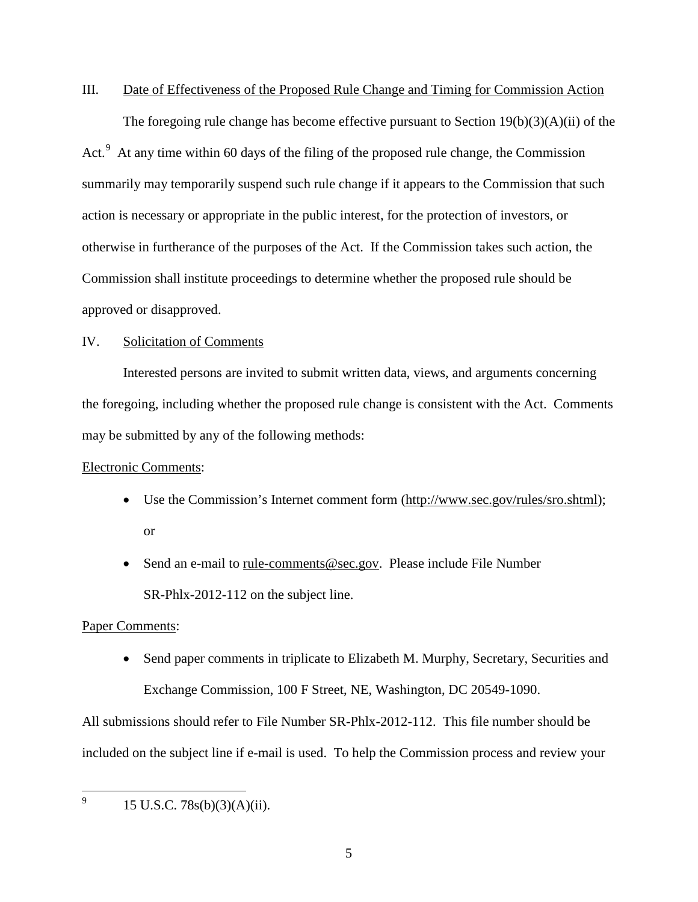## III. Date of Effectiveness of the Proposed Rule Change and Timing for Commission Action

The foregoing rule change has become effective pursuant to Section 19(b)(3)(A)(ii) of the Act.[9] At any time within 60 days of the filing of the proposed rule change, the Commission summarily may temporarily suspend such rule change if it appears to the Commission that such action is necessary or appropriate in the public interest, for the protection of investors, or otherwise in furtherance of the purposes of the Act. If the Commission takes such action, the Commission shall institute proceedings to determine whether the proposed rule should be approved or disapproved.

## IV. Solicitation of Comments

Interested persons are invited to submit written data, views, and arguments concerning the foregoing, including whether the proposed rule change is consistent with the Act. Comments may be submitted by any of the following methods:

Electronic Comments:

- Use the Commission's Internet comment form (http://www.sec.gov/rules/sro.shtml); or
- Send an e-mail to rule-comments@sec.gov. Please include File Number SR-Phlx-2012-112 on the subject line.

Paper Comments:

- Send paper comments in triplicate to Elizabeth M. Murphy, Secretary, Securities and Exchange Commission, 100 F Street, NE, Washington, DC 20549-1090.

All submissions should refer to File Number SR-Phlx-2012-112. This file number should be included on the subject line if e-mail is used. To help the Commission process and review your

---

[9] 15 U.S.C. 78s(b)(3)(A)(ii).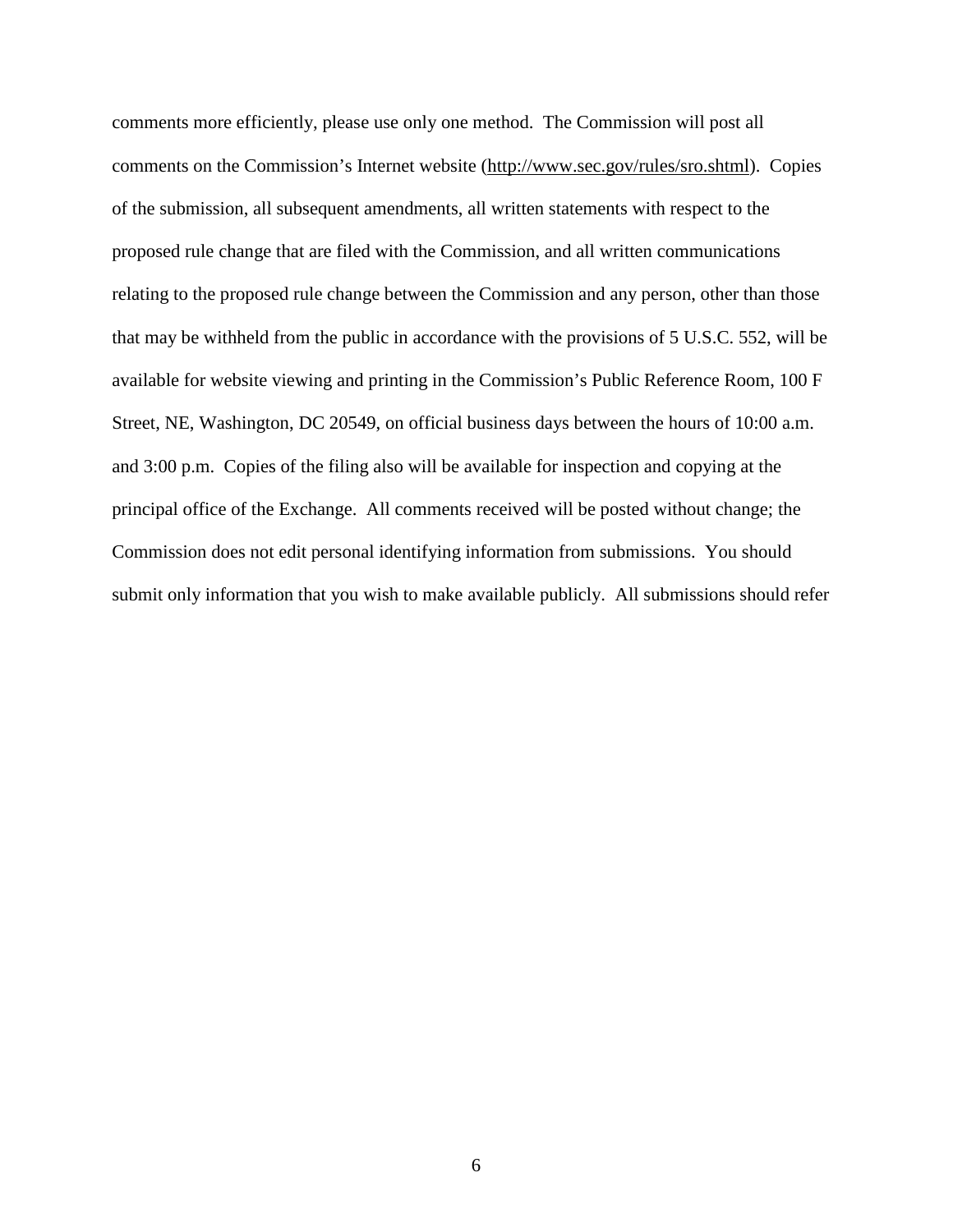comments more efficiently, please use only one method. The Commission will post all comments on the Commission's Internet website (http://www.sec.gov/rules/sro.shtml). Copies of the submission, all subsequent amendments, all written statements with respect to the proposed rule change that are filed with the Commission, and all written communications relating to the proposed rule change between the Commission and any person, other than those that may be withheld from the public in accordance with the provisions of 5 U.S.C. 552, will be available for website viewing and printing in the Commission's Public Reference Room, 100 F Street, NE, Washington, DC 20549, on official business days between the hours of 10:00 a.m. and 3:00 p.m. Copies of the filing also will be available for inspection and copying at the principal office of the Exchange. All comments received will be posted without change; the Commission does not edit personal identifying information from submissions. You should submit only information that you wish to make available publicly. All submissions should refer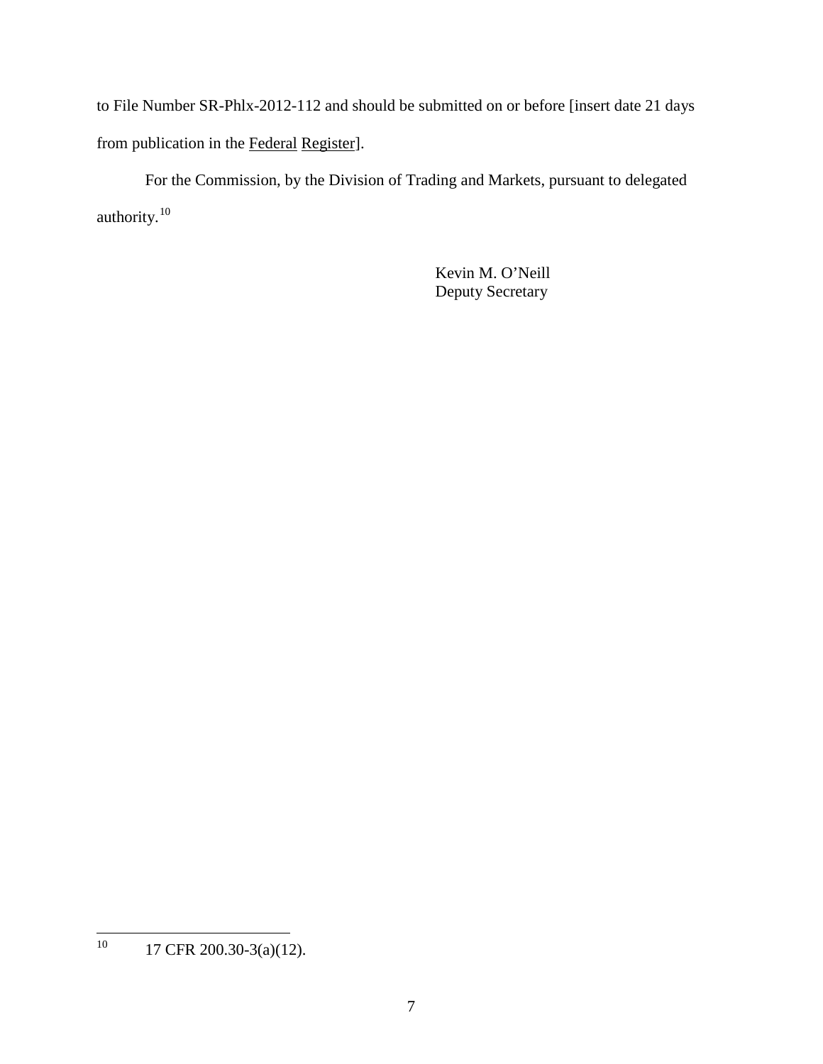to File Number SR-Phlx-2012-112 and should be submitted on or before [insert date 21 days from publication in the Federal Register].

For the Commission, by the Division of Trading and Markets, pursuant to delegated authority.[10]

Kevin M. O'Neill
Deputy Secretary

---

[10] 17 CFR 200.30-3(a)(12).